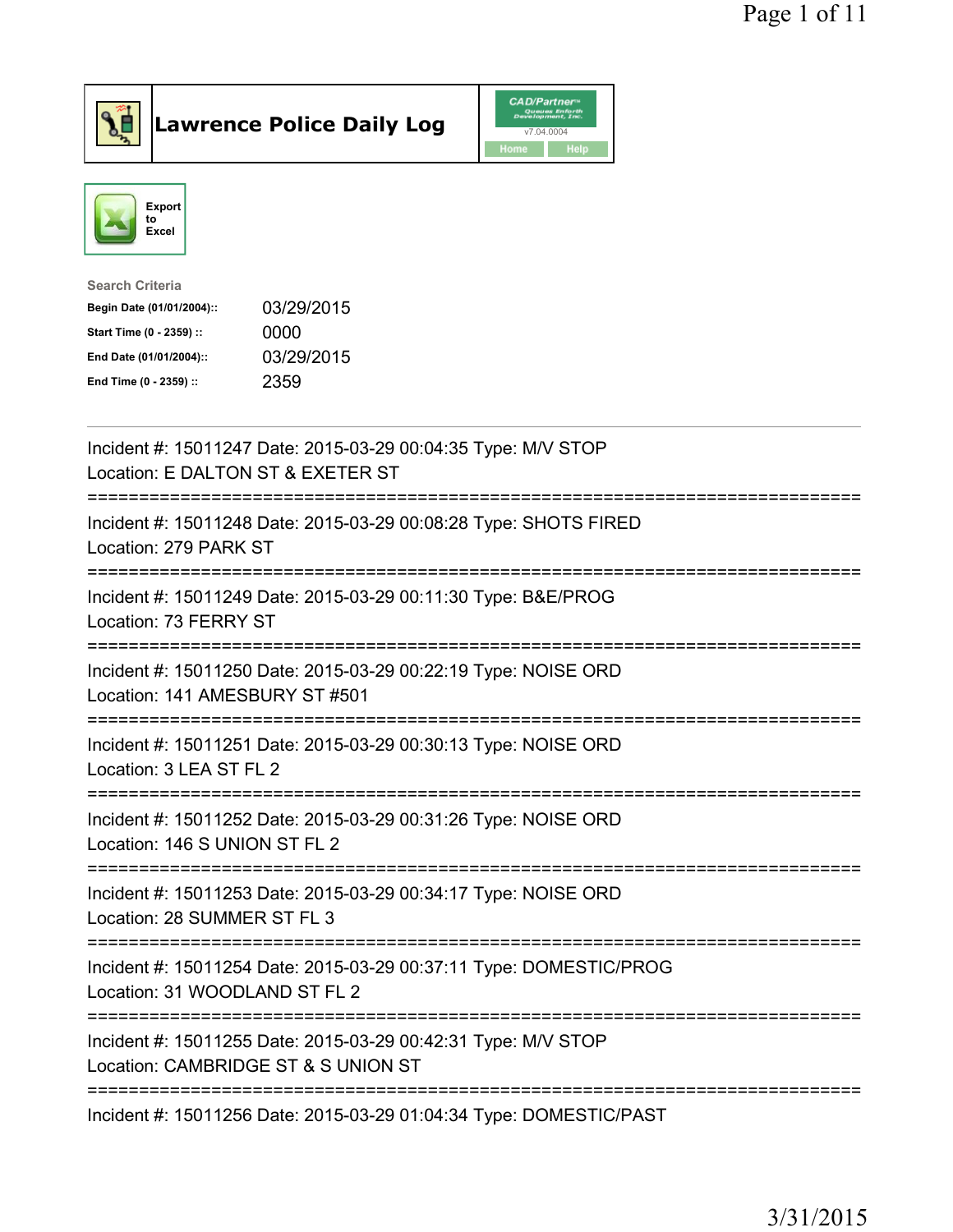# Lawrence Police Daily Log

CAD/Partner v7.04.0004

Home | Help

Export to Excel

**Search Criteria**

| | |
|---|---|
| Begin Date (01/01/2004):: | 03/29/2015 |
| Start Time (0 - 2359) :: | 0000 |
| End Date (01/01/2004):: | 03/29/2015 |
| End Time (0 - 2359) :: | 2359 |

---

Incident #: 15011247 Date: 2015-03-29 00:04:35 Type: M/V STOP
Location: E DALTON ST & EXETER ST

===========================================================================

Incident #: 15011248 Date: 2015-03-29 00:08:28 Type: SHOTS FIRED
Location: 279 PARK ST

===========================================================================

Incident #: 15011249 Date: 2015-03-29 00:11:30 Type: B&E/PROG
Location: 73 FERRY ST

===========================================================================

Incident #: 15011250 Date: 2015-03-29 00:22:19 Type: NOISE ORD
Location: 141 AMESBURY ST #501

===========================================================================

Incident #: 15011251 Date: 2015-03-29 00:30:13 Type: NOISE ORD
Location: 3 LEA ST FL 2

===========================================================================

Incident #: 15011252 Date: 2015-03-29 00:31:26 Type: NOISE ORD
Location: 146 S UNION ST FL 2

===========================================================================

Incident #: 15011253 Date: 2015-03-29 00:34:17 Type: NOISE ORD
Location: 28 SUMMER ST FL 3

===========================================================================

Incident #: 15011254 Date: 2015-03-29 00:37:11 Type: DOMESTIC/PROG
Location: 31 WOODLAND ST FL 2

===========================================================================

Incident #: 15011255 Date: 2015-03-29 00:42:31 Type: M/V STOP
Location: CAMBRIDGE ST & S UNION ST

===========================================================================

Incident #: 15011256 Date: 2015-03-29 01:04:34 Type: DOMESTIC/PAST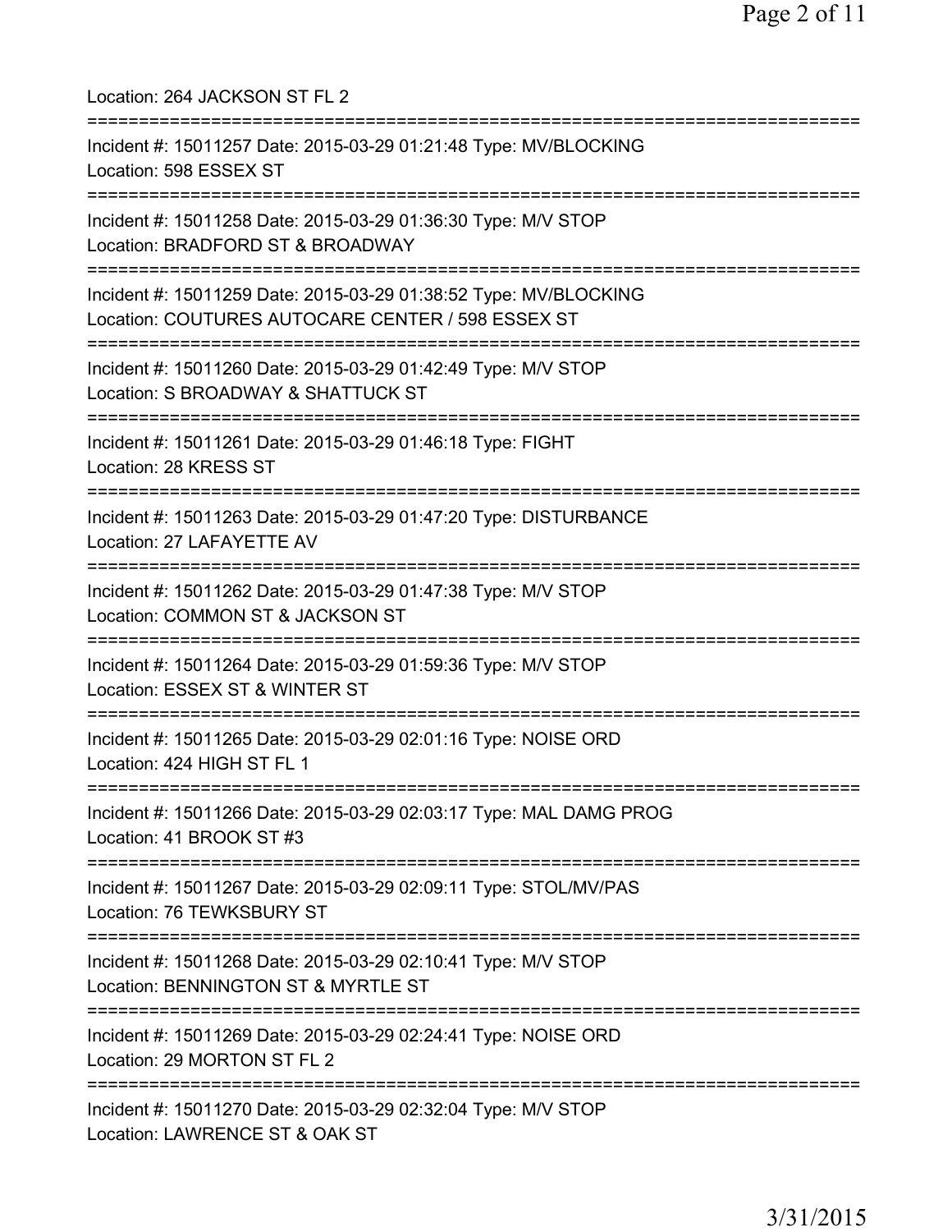Location: 264 JACKSON ST FL 2

===========================================================================

Incident #: 15011257 Date: 2015-03-29 01:21:48 Type: MV/BLOCKING
Location: 598 ESSEX ST

===========================================================================

Incident #: 15011258 Date: 2015-03-29 01:36:30 Type: M/V STOP
Location: BRADFORD ST & BROADWAY

===========================================================================

Incident #: 15011259 Date: 2015-03-29 01:38:52 Type: MV/BLOCKING
Location: COUTURES AUTOCARE CENTER / 598 ESSEX ST

===========================================================================

Incident #: 15011260 Date: 2015-03-29 01:42:49 Type: M/V STOP
Location: S BROADWAY & SHATTUCK ST

===========================================================================

Incident #: 15011261 Date: 2015-03-29 01:46:18 Type: FIGHT
Location: 28 KRESS ST

===========================================================================

Incident #: 15011263 Date: 2015-03-29 01:47:20 Type: DISTURBANCE
Location: 27 LAFAYETTE AV

===========================================================================

Incident #: 15011262 Date: 2015-03-29 01:47:38 Type: M/V STOP
Location: COMMON ST & JACKSON ST

===========================================================================

Incident #: 15011264 Date: 2015-03-29 01:59:36 Type: M/V STOP
Location: ESSEX ST & WINTER ST

===========================================================================

Incident #: 15011265 Date: 2015-03-29 02:01:16 Type: NOISE ORD
Location: 424 HIGH ST FL 1

===========================================================================

Incident #: 15011266 Date: 2015-03-29 02:03:17 Type: MAL DAMG PROG
Location: 41 BROOK ST #3

===========================================================================

Incident #: 15011267 Date: 2015-03-29 02:09:11 Type: STOL/MV/PAS
Location: 76 TEWKSBURY ST

===========================================================================

Incident #: 15011268 Date: 2015-03-29 02:10:41 Type: M/V STOP
Location: BENNINGTON ST & MYRTLE ST

===========================================================================

Incident #: 15011269 Date: 2015-03-29 02:24:41 Type: NOISE ORD
Location: 29 MORTON ST FL 2

===========================================================================

Incident #: 15011270 Date: 2015-03-29 02:32:04 Type: M/V STOP
Location: LAWRENCE ST & OAK ST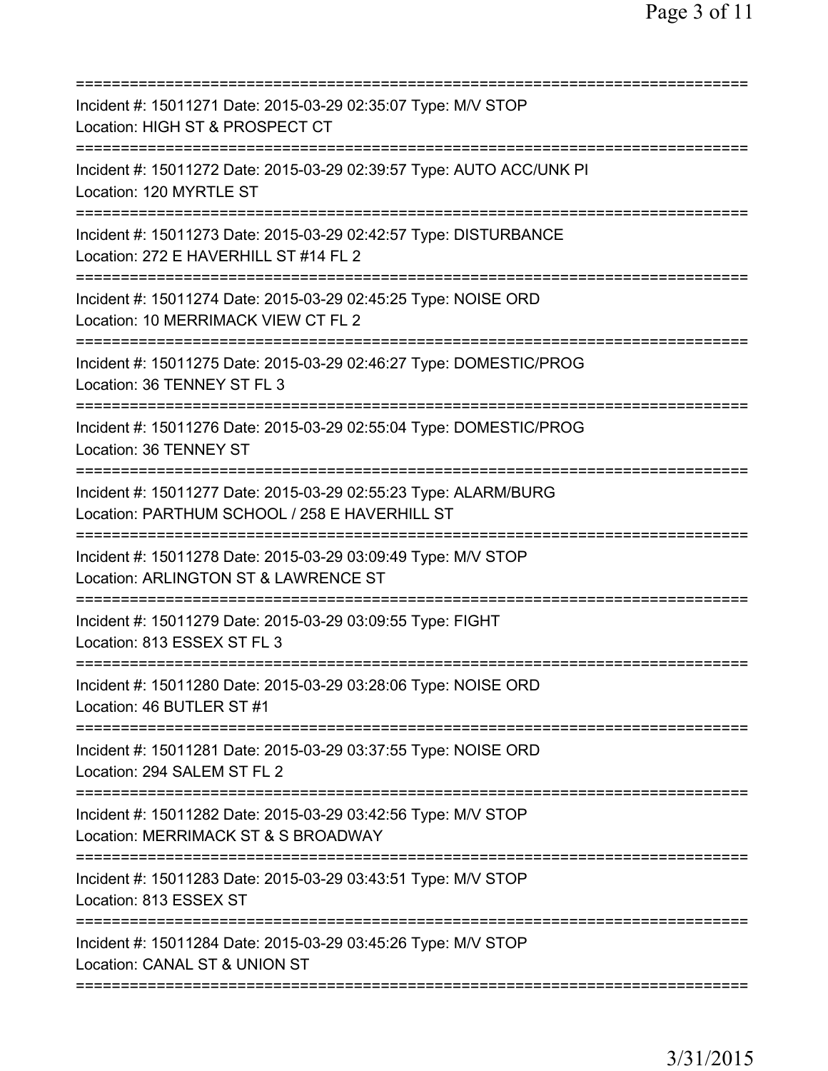===========================================================================
Incident #: 15011271 Date: 2015-03-29 02:35:07 Type: M/V STOP
Location: HIGH ST & PROSPECT CT
===========================================================================
Incident #: 15011272 Date: 2015-03-29 02:39:57 Type: AUTO ACC/UNK PI
Location: 120 MYRTLE ST
===========================================================================
Incident #: 15011273 Date: 2015-03-29 02:42:57 Type: DISTURBANCE
Location: 272 E HAVERHILL ST #14 FL 2
===========================================================================
Incident #: 15011274 Date: 2015-03-29 02:45:25 Type: NOISE ORD
Location: 10 MERRIMACK VIEW CT FL 2
===========================================================================
Incident #: 15011275 Date: 2015-03-29 02:46:27 Type: DOMESTIC/PROG
Location: 36 TENNEY ST FL 3
===========================================================================
Incident #: 15011276 Date: 2015-03-29 02:55:04 Type: DOMESTIC/PROG
Location: 36 TENNEY ST
===========================================================================
Incident #: 15011277 Date: 2015-03-29 02:55:23 Type: ALARM/BURG
Location: PARTHUM SCHOOL / 258 E HAVERHILL ST
===========================================================================
Incident #: 15011278 Date: 2015-03-29 03:09:49 Type: M/V STOP
Location: ARLINGTON ST & LAWRENCE ST
===========================================================================
Incident #: 15011279 Date: 2015-03-29 03:09:55 Type: FIGHT
Location: 813 ESSEX ST FL 3
===========================================================================
Incident #: 15011280 Date: 2015-03-29 03:28:06 Type: NOISE ORD
Location: 46 BUTLER ST #1
===========================================================================
Incident #: 15011281 Date: 2015-03-29 03:37:55 Type: NOISE ORD
Location: 294 SALEM ST FL 2
===========================================================================
Incident #: 15011282 Date: 2015-03-29 03:42:56 Type: M/V STOP
Location: MERRIMACK ST & S BROADWAY
===========================================================================
Incident #: 15011283 Date: 2015-03-29 03:43:51 Type: M/V STOP
Location: 813 ESSEX ST
===========================================================================
Incident #: 15011284 Date: 2015-03-29 03:45:26 Type: M/V STOP
Location: CANAL ST & UNION ST
===========================================================================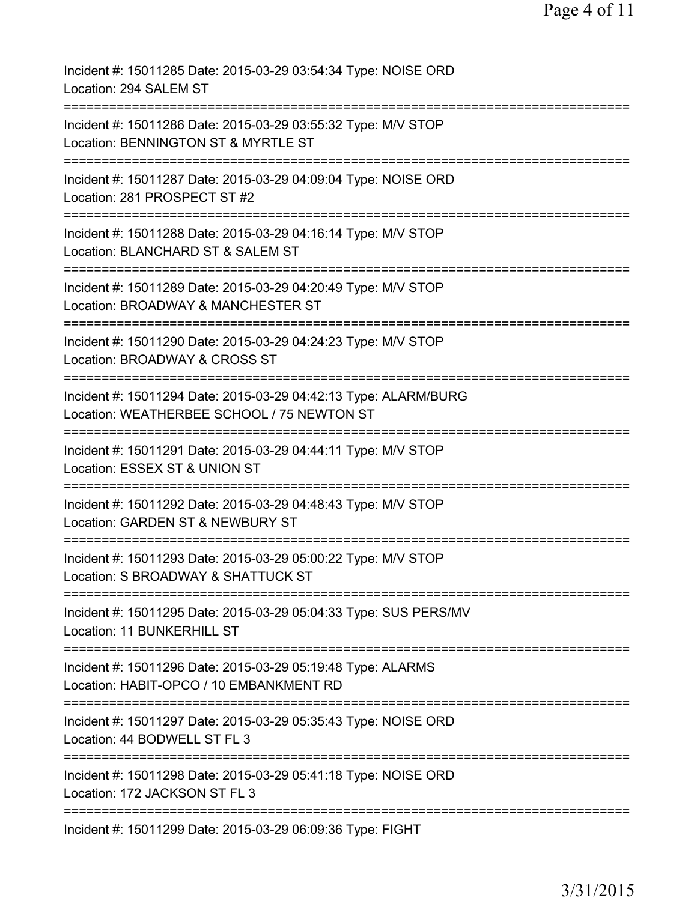Incident #: 15011285 Date: 2015-03-29 03:54:34 Type: NOISE ORD
Location: 294 SALEM ST
===========================================================================
Incident #: 15011286 Date: 2015-03-29 03:55:32 Type: M/V STOP
Location: BENNINGTON ST & MYRTLE ST
===========================================================================
Incident #: 15011287 Date: 2015-03-29 04:09:04 Type: NOISE ORD
Location: 281 PROSPECT ST #2
===========================================================================
Incident #: 15011288 Date: 2015-03-29 04:16:14 Type: M/V STOP
Location: BLANCHARD ST & SALEM ST
===========================================================================
Incident #: 15011289 Date: 2015-03-29 04:20:49 Type: M/V STOP
Location: BROADWAY & MANCHESTER ST
===========================================================================
Incident #: 15011290 Date: 2015-03-29 04:24:23 Type: M/V STOP
Location: BROADWAY & CROSS ST
===========================================================================
Incident #: 15011294 Date: 2015-03-29 04:42:13 Type: ALARM/BURG
Location: WEATHERBEE SCHOOL / 75 NEWTON ST
===========================================================================
Incident #: 15011291 Date: 2015-03-29 04:44:11 Type: M/V STOP
Location: ESSEX ST & UNION ST
===========================================================================
Incident #: 15011292 Date: 2015-03-29 04:48:43 Type: M/V STOP
Location: GARDEN ST & NEWBURY ST
===========================================================================
Incident #: 15011293 Date: 2015-03-29 05:00:22 Type: M/V STOP
Location: S BROADWAY & SHATTUCK ST
===========================================================================
Incident #: 15011295 Date: 2015-03-29 05:04:33 Type: SUS PERS/MV
Location: 11 BUNKERHILL ST
===========================================================================
Incident #: 15011296 Date: 2015-03-29 05:19:48 Type: ALARMS
Location: HABIT-OPCO / 10 EMBANKMENT RD
===========================================================================
Incident #: 15011297 Date: 2015-03-29 05:35:43 Type: NOISE ORD
Location: 44 BODWELL ST FL 3
===========================================================================
Incident #: 15011298 Date: 2015-03-29 05:41:18 Type: NOISE ORD
Location: 172 JACKSON ST FL 3
===========================================================================
Incident #: 15011299 Date: 2015-03-29 06:09:36 Type: FIGHT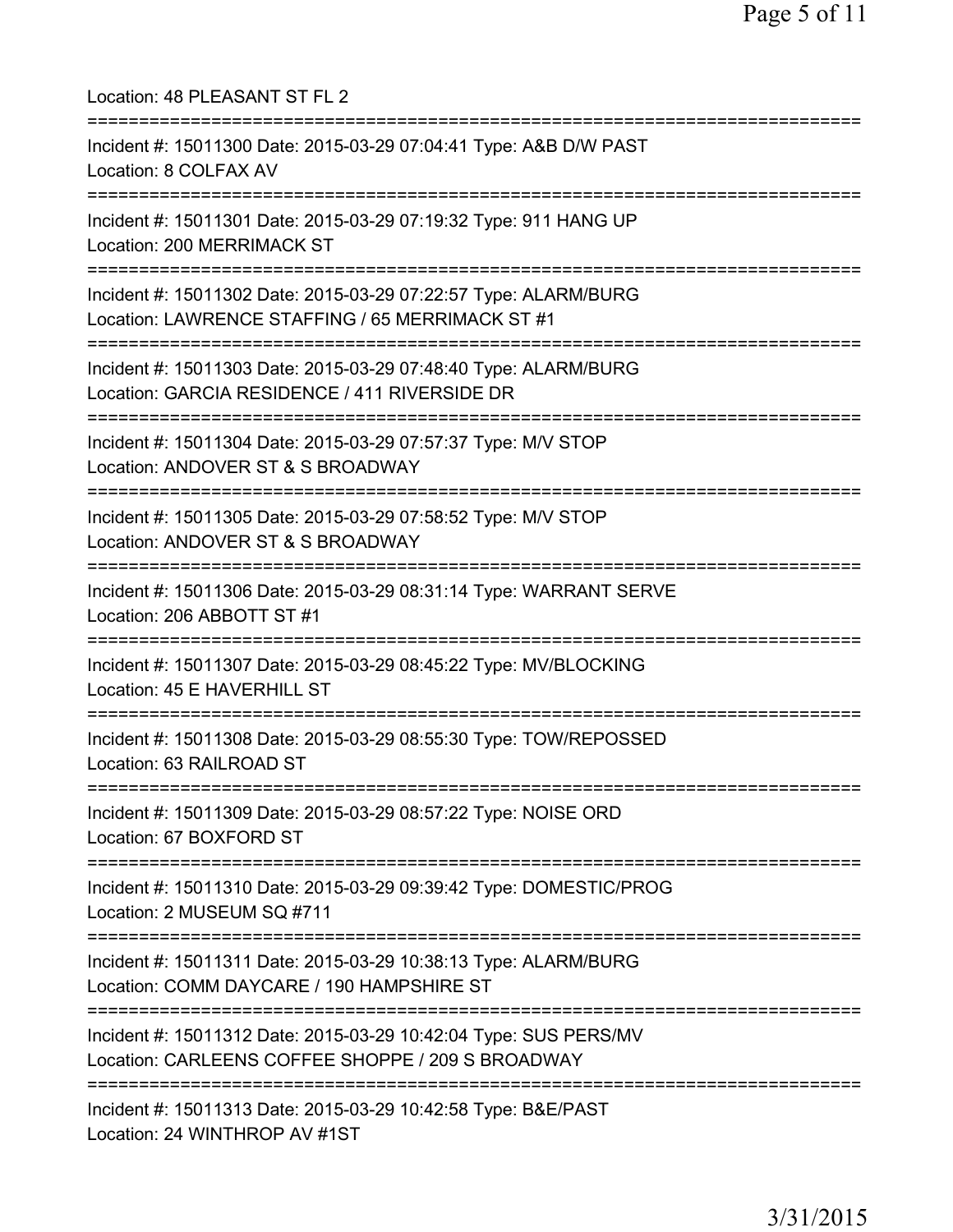Location: 48 PLEASANT ST FL 2

===========================================================================

Incident #: 15011300 Date: 2015-03-29 07:04:41 Type: A&B D/W PAST
Location: 8 COLFAX AV

===========================================================================

Incident #: 15011301 Date: 2015-03-29 07:19:32 Type: 911 HANG UP
Location: 200 MERRIMACK ST

===========================================================================

Incident #: 15011302 Date: 2015-03-29 07:22:57 Type: ALARM/BURG
Location: LAWRENCE STAFFING / 65 MERRIMACK ST #1

===========================================================================

Incident #: 15011303 Date: 2015-03-29 07:48:40 Type: ALARM/BURG
Location: GARCIA RESIDENCE / 411 RIVERSIDE DR

===========================================================================

Incident #: 15011304 Date: 2015-03-29 07:57:37 Type: M/V STOP
Location: ANDOVER ST & S BROADWAY

===========================================================================

Incident #: 15011305 Date: 2015-03-29 07:58:52 Type: M/V STOP
Location: ANDOVER ST & S BROADWAY

===========================================================================

Incident #: 15011306 Date: 2015-03-29 08:31:14 Type: WARRANT SERVE
Location: 206 ABBOTT ST #1

===========================================================================

Incident #: 15011307 Date: 2015-03-29 08:45:22 Type: MV/BLOCKING
Location: 45 E HAVERHILL ST

===========================================================================

Incident #: 15011308 Date: 2015-03-29 08:55:30 Type: TOW/REPOSSED
Location: 63 RAILROAD ST

===========================================================================

Incident #: 15011309 Date: 2015-03-29 08:57:22 Type: NOISE ORD
Location: 67 BOXFORD ST

===========================================================================

Incident #: 15011310 Date: 2015-03-29 09:39:42 Type: DOMESTIC/PROG
Location: 2 MUSEUM SQ #711

===========================================================================

Incident #: 15011311 Date: 2015-03-29 10:38:13 Type: ALARM/BURG
Location: COMM DAYCARE / 190 HAMPSHIRE ST

===========================================================================

Incident #: 15011312 Date: 2015-03-29 10:42:04 Type: SUS PERS/MV
Location: CARLEENS COFFEE SHOPPE / 209 S BROADWAY

===========================================================================

Incident #: 15011313 Date: 2015-03-29 10:42:58 Type: B&E/PAST
Location: 24 WINTHROP AV #1ST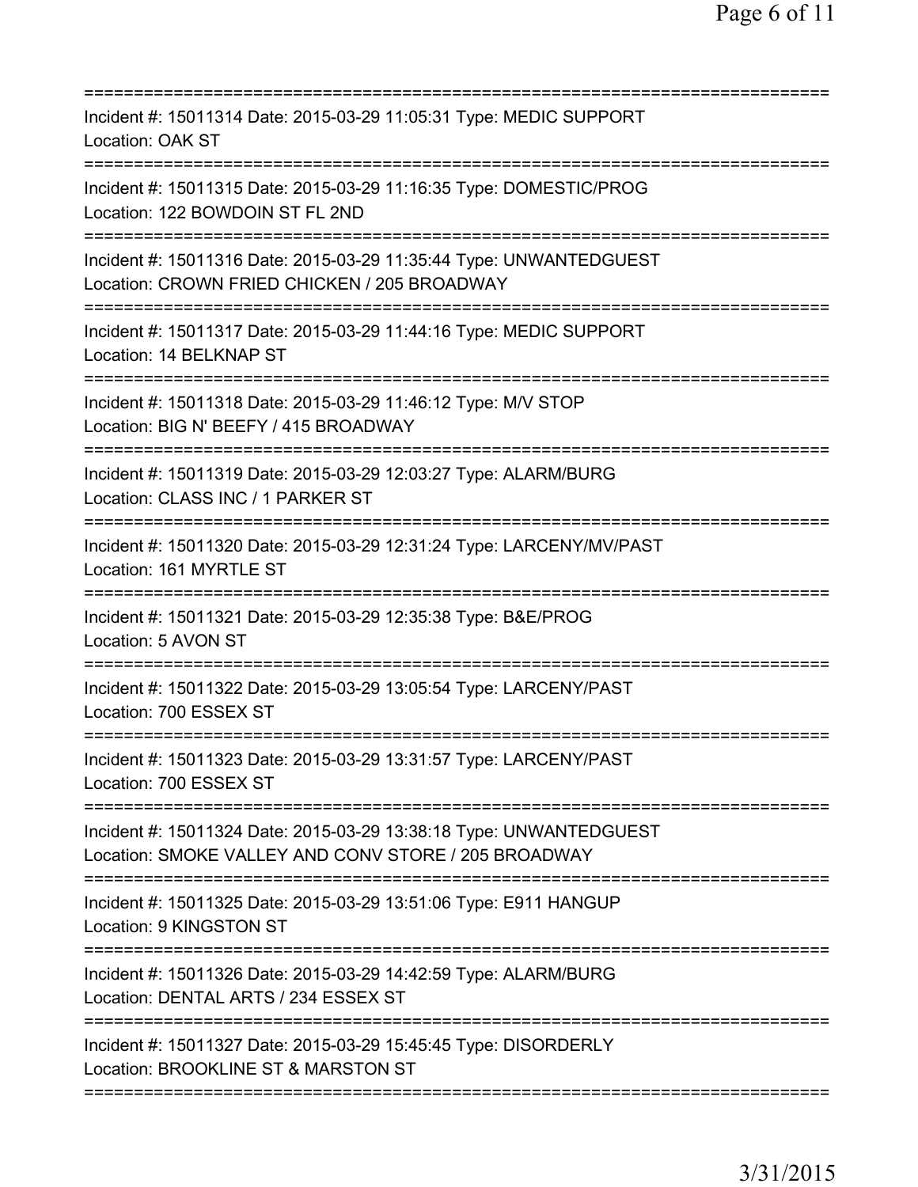===========================================================================

Incident #: 15011314 Date: 2015-03-29 11:05:31 Type: MEDIC SUPPORT
Location: OAK ST

===========================================================================

Incident #: 15011315 Date: 2015-03-29 11:16:35 Type: DOMESTIC/PROG
Location: 122 BOWDOIN ST FL 2ND

===========================================================================

Incident #: 15011316 Date: 2015-03-29 11:35:44 Type: UNWANTEDGUEST
Location: CROWN FRIED CHICKEN / 205 BROADWAY

===========================================================================

Incident #: 15011317 Date: 2015-03-29 11:44:16 Type: MEDIC SUPPORT
Location: 14 BELKNAP ST

===========================================================================

Incident #: 15011318 Date: 2015-03-29 11:46:12 Type: M/V STOP
Location: BIG N' BEEFY / 415 BROADWAY

===========================================================================

Incident #: 15011319 Date: 2015-03-29 12:03:27 Type: ALARM/BURG
Location: CLASS INC / 1 PARKER ST

===========================================================================

Incident #: 15011320 Date: 2015-03-29 12:31:24 Type: LARCENY/MV/PAST
Location: 161 MYRTLE ST

===========================================================================

Incident #: 15011321 Date: 2015-03-29 12:35:38 Type: B&E/PROG
Location: 5 AVON ST

===========================================================================

Incident #: 15011322 Date: 2015-03-29 13:05:54 Type: LARCENY/PAST
Location: 700 ESSEX ST

===========================================================================

Incident #: 15011323 Date: 2015-03-29 13:31:57 Type: LARCENY/PAST
Location: 700 ESSEX ST

===========================================================================

Incident #: 15011324 Date: 2015-03-29 13:38:18 Type: UNWANTEDGUEST
Location: SMOKE VALLEY AND CONV STORE / 205 BROADWAY

===========================================================================

Incident #: 15011325 Date: 2015-03-29 13:51:06 Type: E911 HANGUP
Location: 9 KINGSTON ST

===========================================================================

Incident #: 15011326 Date: 2015-03-29 14:42:59 Type: ALARM/BURG
Location: DENTAL ARTS / 234 ESSEX ST

===========================================================================

Incident #: 15011327 Date: 2015-03-29 15:45:45 Type: DISORDERLY
Location: BROOKLINE ST & MARSTON ST

===========================================================================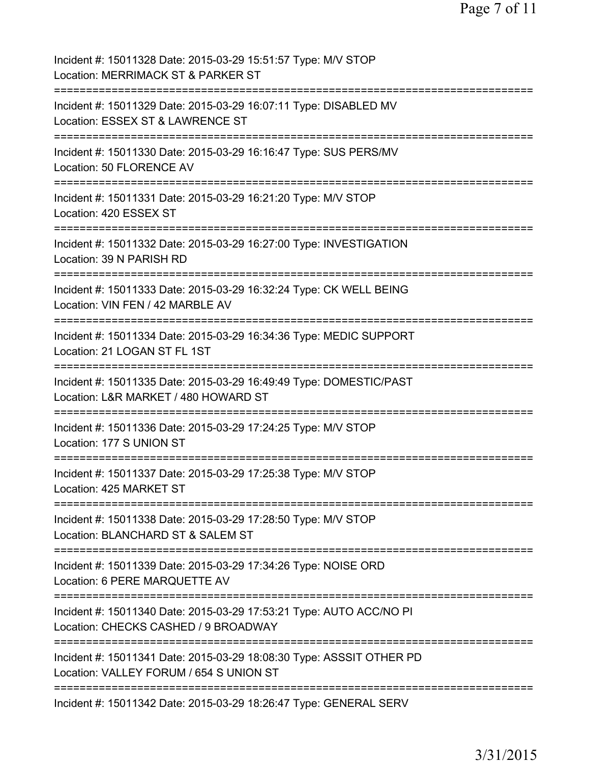Incident #: 15011328 Date: 2015-03-29 15:51:57 Type: M/V STOP
Location: MERRIMACK ST & PARKER ST

===========================================================================

Incident #: 15011329 Date: 2015-03-29 16:07:11 Type: DISABLED MV
Location: ESSEX ST & LAWRENCE ST

===========================================================================

Incident #: 15011330 Date: 2015-03-29 16:16:47 Type: SUS PERS/MV
Location: 50 FLORENCE AV

===========================================================================

Incident #: 15011331 Date: 2015-03-29 16:21:20 Type: M/V STOP
Location: 420 ESSEX ST

===========================================================================

Incident #: 15011332 Date: 2015-03-29 16:27:00 Type: INVESTIGATION
Location: 39 N PARISH RD

===========================================================================

Incident #: 15011333 Date: 2015-03-29 16:32:24 Type: CK WELL BEING
Location: VIN FEN / 42 MARBLE AV

===========================================================================

Incident #: 15011334 Date: 2015-03-29 16:34:36 Type: MEDIC SUPPORT
Location: 21 LOGAN ST FL 1ST

===========================================================================

Incident #: 15011335 Date: 2015-03-29 16:49:49 Type: DOMESTIC/PAST
Location: L&R MARKET / 480 HOWARD ST

===========================================================================

Incident #: 15011336 Date: 2015-03-29 17:24:25 Type: M/V STOP
Location: 177 S UNION ST

===========================================================================

Incident #: 15011337 Date: 2015-03-29 17:25:38 Type: M/V STOP
Location: 425 MARKET ST

===========================================================================

Incident #: 15011338 Date: 2015-03-29 17:28:50 Type: M/V STOP
Location: BLANCHARD ST & SALEM ST

===========================================================================

Incident #: 15011339 Date: 2015-03-29 17:34:26 Type: NOISE ORD
Location: 6 PERE MARQUETTE AV

===========================================================================

Incident #: 15011340 Date: 2015-03-29 17:53:21 Type: AUTO ACC/NO PI
Location: CHECKS CASHED / 9 BROADWAY

===========================================================================

Incident #: 15011341 Date: 2015-03-29 18:08:30 Type: ASSSIT OTHER PD
Location: VALLEY FORUM / 654 S UNION ST

===========================================================================

Incident #: 15011342 Date: 2015-03-29 18:26:47 Type: GENERAL SERV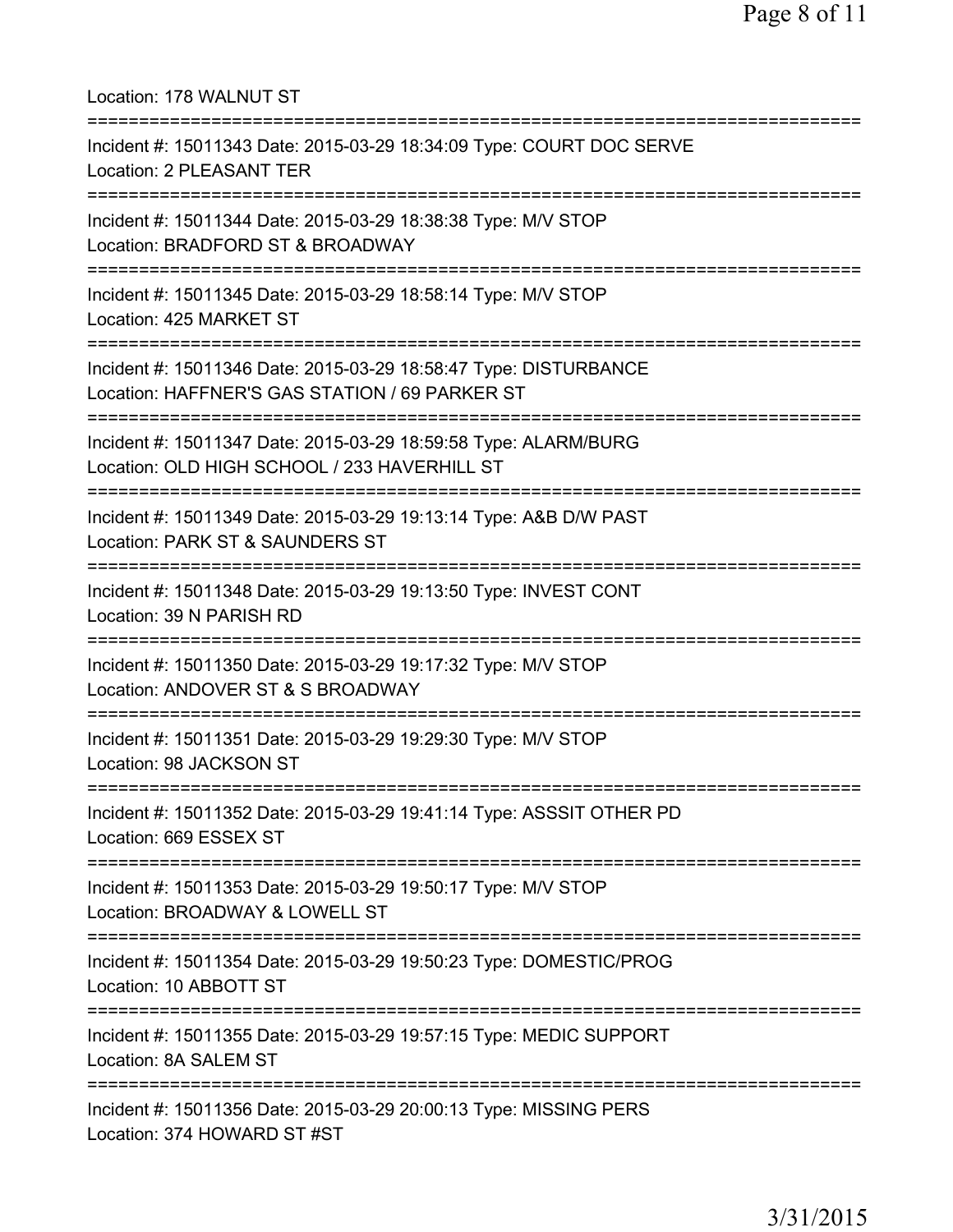Location: 178 WALNUT ST

===========================================================================

Incident #: 15011343 Date: 2015-03-29 18:34:09 Type: COURT DOC SERVE
Location: 2 PLEASANT TER

===========================================================================

Incident #: 15011344 Date: 2015-03-29 18:38:38 Type: M/V STOP
Location: BRADFORD ST & BROADWAY

===========================================================================

Incident #: 15011345 Date: 2015-03-29 18:58:14 Type: M/V STOP
Location: 425 MARKET ST

===========================================================================

Incident #: 15011346 Date: 2015-03-29 18:58:47 Type: DISTURBANCE
Location: HAFFNER'S GAS STATION / 69 PARKER ST

===========================================================================

Incident #: 15011347 Date: 2015-03-29 18:59:58 Type: ALARM/BURG
Location: OLD HIGH SCHOOL / 233 HAVERHILL ST

===========================================================================

Incident #: 15011349 Date: 2015-03-29 19:13:14 Type: A&B D/W PAST
Location: PARK ST & SAUNDERS ST

===========================================================================

Incident #: 15011348 Date: 2015-03-29 19:13:50 Type: INVEST CONT
Location: 39 N PARISH RD

===========================================================================

Incident #: 15011350 Date: 2015-03-29 19:17:32 Type: M/V STOP
Location: ANDOVER ST & S BROADWAY

===========================================================================

Incident #: 15011351 Date: 2015-03-29 19:29:30 Type: M/V STOP
Location: 98 JACKSON ST

===========================================================================

Incident #: 15011352 Date: 2015-03-29 19:41:14 Type: ASSSIT OTHER PD
Location: 669 ESSEX ST

===========================================================================

Incident #: 15011353 Date: 2015-03-29 19:50:17 Type: M/V STOP
Location: BROADWAY & LOWELL ST

===========================================================================

Incident #: 15011354 Date: 2015-03-29 19:50:23 Type: DOMESTIC/PROG
Location: 10 ABBOTT ST

===========================================================================

Incident #: 15011355 Date: 2015-03-29 19:57:15 Type: MEDIC SUPPORT
Location: 8A SALEM ST

===========================================================================

Incident #: 15011356 Date: 2015-03-29 20:00:13 Type: MISSING PERS
Location: 374 HOWARD ST #ST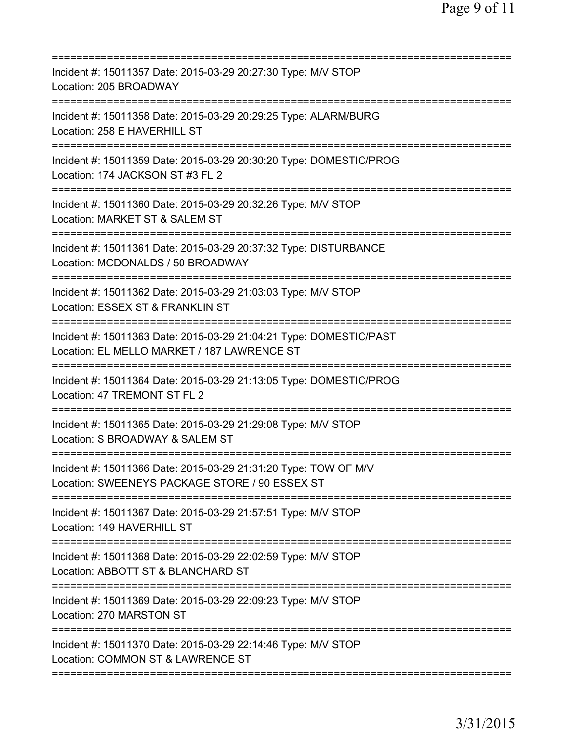===========================================================================
Incident #: 15011357 Date: 2015-03-29 20:27:30 Type: M/V STOP
Location: 205 BROADWAY
===========================================================================
Incident #: 15011358 Date: 2015-03-29 20:29:25 Type: ALARM/BURG
Location: 258 E HAVERHILL ST
===========================================================================
Incident #: 15011359 Date: 2015-03-29 20:30:20 Type: DOMESTIC/PROG
Location: 174 JACKSON ST #3 FL 2
===========================================================================
Incident #: 15011360 Date: 2015-03-29 20:32:26 Type: M/V STOP
Location: MARKET ST & SALEM ST
===========================================================================
Incident #: 15011361 Date: 2015-03-29 20:37:32 Type: DISTURBANCE
Location: MCDONALDS / 50 BROADWAY
===========================================================================
Incident #: 15011362 Date: 2015-03-29 21:03:03 Type: M/V STOP
Location: ESSEX ST & FRANKLIN ST
===========================================================================
Incident #: 15011363 Date: 2015-03-29 21:04:21 Type: DOMESTIC/PAST
Location: EL MELLO MARKET / 187 LAWRENCE ST
===========================================================================
Incident #: 15011364 Date: 2015-03-29 21:13:05 Type: DOMESTIC/PROG
Location: 47 TREMONT ST FL 2
===========================================================================
Incident #: 15011365 Date: 2015-03-29 21:29:08 Type: M/V STOP
Location: S BROADWAY & SALEM ST
===========================================================================
Incident #: 15011366 Date: 2015-03-29 21:31:20 Type: TOW OF M/V
Location: SWEENEYS PACKAGE STORE / 90 ESSEX ST
===========================================================================
Incident #: 15011367 Date: 2015-03-29 21:57:51 Type: M/V STOP
Location: 149 HAVERHILL ST
===========================================================================
Incident #: 15011368 Date: 2015-03-29 22:02:59 Type: M/V STOP
Location: ABBOTT ST & BLANCHARD ST
===========================================================================
Incident #: 15011369 Date: 2015-03-29 22:09:23 Type: M/V STOP
Location: 270 MARSTON ST
===========================================================================
Incident #: 15011370 Date: 2015-03-29 22:14:46 Type: M/V STOP
Location: COMMON ST & LAWRENCE ST
===========================================================================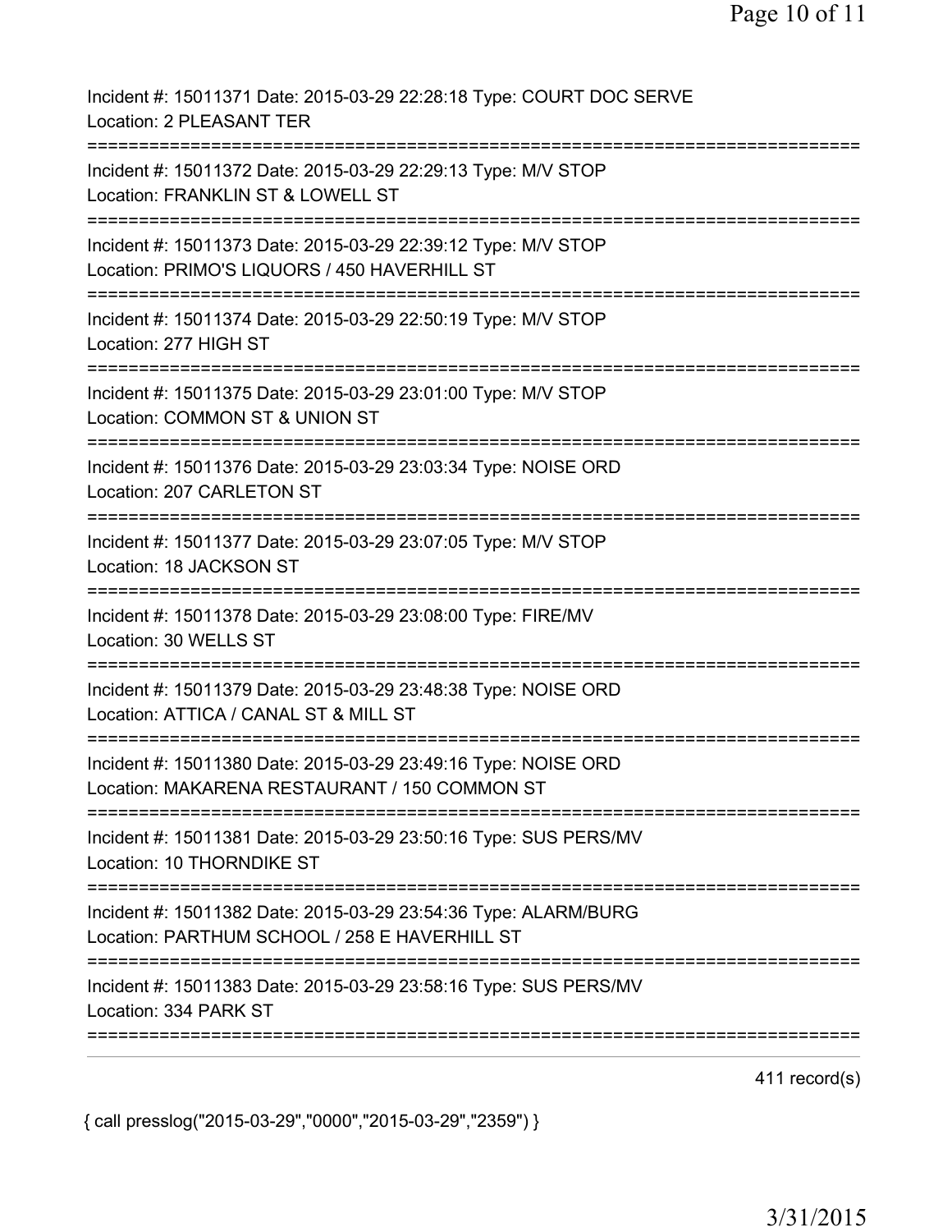Incident #: 15011371 Date: 2015-03-29 22:28:18 Type: COURT DOC SERVE
Location: 2 PLEASANT TER

===========================================================================

Incident #: 15011372 Date: 2015-03-29 22:29:13 Type: M/V STOP
Location: FRANKLIN ST & LOWELL ST

===========================================================================

Incident #: 15011373 Date: 2015-03-29 22:39:12 Type: M/V STOP
Location: PRIMO'S LIQUORS / 450 HAVERHILL ST

===========================================================================

Incident #: 15011374 Date: 2015-03-29 22:50:19 Type: M/V STOP
Location: 277 HIGH ST

===========================================================================

Incident #: 15011375 Date: 2015-03-29 23:01:00 Type: M/V STOP
Location: COMMON ST & UNION ST

===========================================================================

Incident #: 15011376 Date: 2015-03-29 23:03:34 Type: NOISE ORD
Location: 207 CARLETON ST

===========================================================================

Incident #: 15011377 Date: 2015-03-29 23:07:05 Type: M/V STOP
Location: 18 JACKSON ST

===========================================================================

Incident #: 15011378 Date: 2015-03-29 23:08:00 Type: FIRE/MV
Location: 30 WELLS ST

===========================================================================

Incident #: 15011379 Date: 2015-03-29 23:48:38 Type: NOISE ORD
Location: ATTICA / CANAL ST & MILL ST

===========================================================================

Incident #: 15011380 Date: 2015-03-29 23:49:16 Type: NOISE ORD
Location: MAKARENA RESTAURANT / 150 COMMON ST

===========================================================================

Incident #: 15011381 Date: 2015-03-29 23:50:16 Type: SUS PERS/MV
Location: 10 THORNDIKE ST

===========================================================================

Incident #: 15011382 Date: 2015-03-29 23:54:36 Type: ALARM/BURG
Location: PARTHUM SCHOOL / 258 E HAVERHILL ST

===========================================================================

Incident #: 15011383 Date: 2015-03-29 23:58:16 Type: SUS PERS/MV
Location: 334 PARK ST

===========================================================================

411 record(s)

{ call presslog("2015-03-29","0000","2015-03-29","2359") }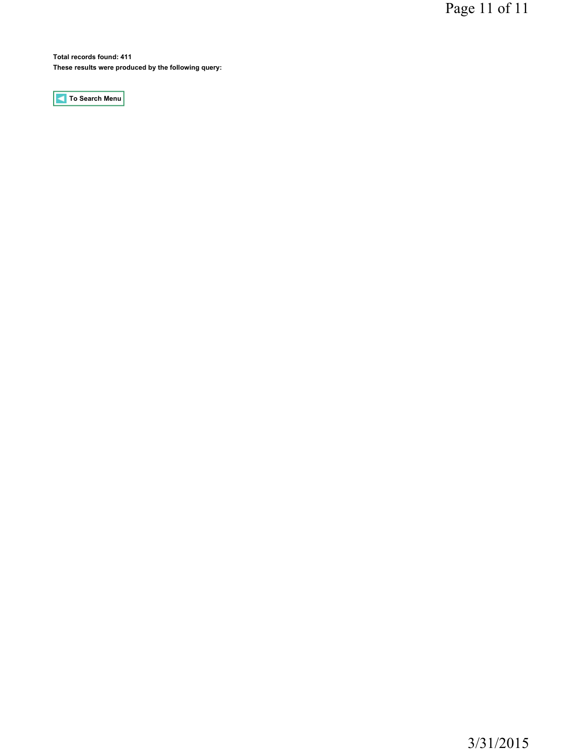**Total records found: 411**

**These results were produced by the following query:**

To Search Menu